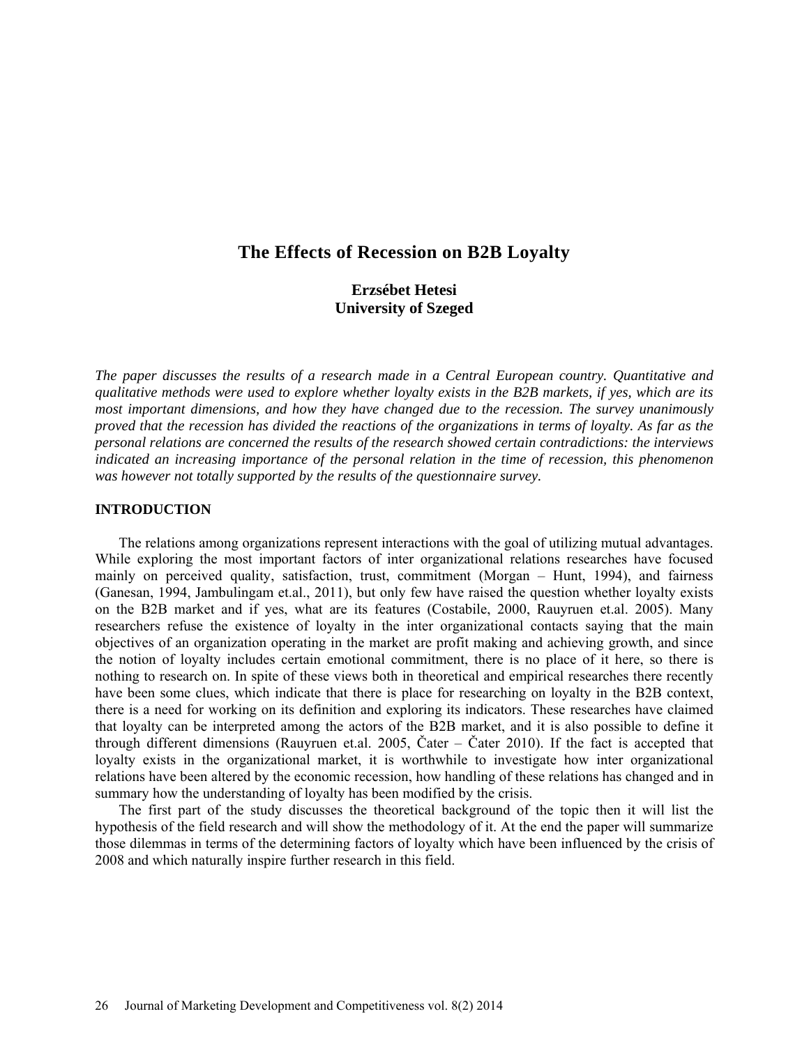# The Effects of Recession on B2B Loyalty

**Erzsébet Hetesi**
**University of Szeged**

*The paper discusses the results of a research made in a Central European country. Quantitative and qualitative methods were used to explore whether loyalty exists in the B2B markets, if yes, which are its most important dimensions, and how they have changed due to the recession. The survey unanimously proved that the recession has divided the reactions of the organizations in terms of loyalty. As far as the personal relations are concerned the results of the research showed certain contradictions: the interviews indicated an increasing importance of the personal relation in the time of recession, this phenomenon was however not totally supported by the results of the questionnaire survey.*

## INTRODUCTION

The relations among organizations represent interactions with the goal of utilizing mutual advantages. While exploring the most important factors of inter organizational relations researches have focused mainly on perceived quality, satisfaction, trust, commitment (Morgan – Hunt, 1994), and fairness (Ganesan, 1994, Jambulingam et.al., 2011), but only few have raised the question whether loyalty exists on the B2B market and if yes, what are its features (Costabile, 2000, Rauyruen et.al. 2005). Many researchers refuse the existence of loyalty in the inter organizational contacts saying that the main objectives of an organization operating in the market are profit making and achieving growth, and since the notion of loyalty includes certain emotional commitment, there is no place of it here, so there is nothing to research on. In spite of these views both in theoretical and empirical researches there recently have been some clues, which indicate that there is place for researching on loyalty in the B2B context, there is a need for working on its definition and exploring its indicators. These researches have claimed that loyalty can be interpreted among the actors of the B2B market, and it is also possible to define it through different dimensions (Rauyruen et.al. 2005, Čater – Čater 2010). If the fact is accepted that loyalty exists in the organizational market, it is worthwhile to investigate how inter organizational relations have been altered by the economic recession, how handling of these relations has changed and in summary how the understanding of loyalty has been modified by the crisis.

The first part of the study discusses the theoretical background of the topic then it will list the hypothesis of the field research and will show the methodology of it. At the end the paper will summarize those dilemmas in terms of the determining factors of loyalty which have been influenced by the crisis of 2008 and which naturally inspire further research in this field.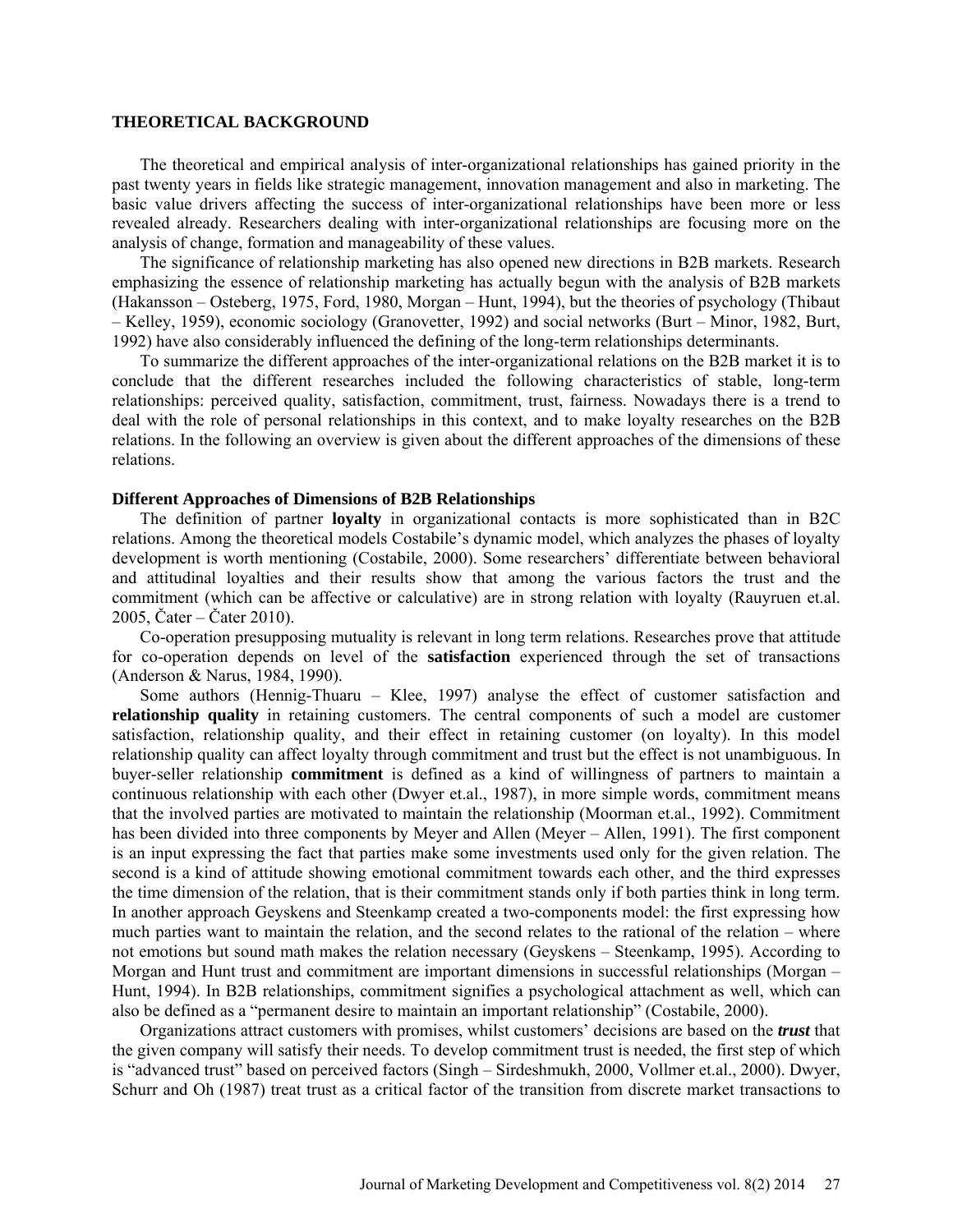## THEORETICAL BACKGROUND

The theoretical and empirical analysis of inter-organizational relationships has gained priority in the past twenty years in fields like strategic management, innovation management and also in marketing. The basic value drivers affecting the success of inter-organizational relationships have been more or less revealed already. Researchers dealing with inter-organizational relationships are focusing more on the analysis of change, formation and manageability of these values.

The significance of relationship marketing has also opened new directions in B2B markets. Research emphasizing the essence of relationship marketing has actually begun with the analysis of B2B markets (Hakansson – Osteberg, 1975, Ford, 1980, Morgan – Hunt, 1994), but the theories of psychology (Thibaut – Kelley, 1959), economic sociology (Granovetter, 1992) and social networks (Burt – Minor, 1982, Burt, 1992) have also considerably influenced the defining of the long-term relationships determinants.

To summarize the different approaches of the inter-organizational relations on the B2B market it is to conclude that the different researches included the following characteristics of stable, long-term relationships: perceived quality, satisfaction, commitment, trust, fairness. Nowadays there is a trend to deal with the role of personal relationships in this context, and to make loyalty researches on the B2B relations. In the following an overview is given about the different approaches of the dimensions of these relations.

### Different Approaches of Dimensions of B2B Relationships

The definition of partner **loyalty** in organizational contacts is more sophisticated than in B2C relations. Among the theoretical models Costabile's dynamic model, which analyzes the phases of loyalty development is worth mentioning (Costabile, 2000). Some researchers' differentiate between behavioral and attitudinal loyalties and their results show that among the various factors the trust and the commitment (which can be affective or calculative) are in strong relation with loyalty (Rauyruen et.al. 2005, Čater – Čater 2010).

Co-operation presupposing mutuality is relevant in long term relations. Researches prove that attitude for co-operation depends on level of the **satisfaction** experienced through the set of transactions (Anderson & Narus, 1984, 1990).

Some authors (Hennig-Thuaru – Klee, 1997) analyse the effect of customer satisfaction and **relationship quality** in retaining customers. The central components of such a model are customer satisfaction, relationship quality, and their effect in retaining customer (on loyalty). In this model relationship quality can affect loyalty through commitment and trust but the effect is not unambiguous. In buyer-seller relationship **commitment** is defined as a kind of willingness of partners to maintain a continuous relationship with each other (Dwyer et.al., 1987), in more simple words, commitment means that the involved parties are motivated to maintain the relationship (Moorman et.al., 1992). Commitment has been divided into three components by Meyer and Allen (Meyer – Allen, 1991). The first component is an input expressing the fact that parties make some investments used only for the given relation. The second is a kind of attitude showing emotional commitment towards each other, and the third expresses the time dimension of the relation, that is their commitment stands only if both parties think in long term. In another approach Geyskens and Steenkamp created a two-components model: the first expressing how much parties want to maintain the relation, and the second relates to the rational of the relation – where not emotions but sound math makes the relation necessary (Geyskens – Steenkamp, 1995). According to Morgan and Hunt trust and commitment are important dimensions in successful relationships (Morgan – Hunt, 1994). In B2B relationships, commitment signifies a psychological attachment as well, which can also be defined as a "permanent desire to maintain an important relationship" (Costabile, 2000).

Organizations attract customers with promises, whilst customers' decisions are based on the ***trust*** that the given company will satisfy their needs. To develop commitment trust is needed, the first step of which is "advanced trust" based on perceived factors (Singh – Sirdeshmukh, 2000, Vollmer et.al., 2000). Dwyer, Schurr and Oh (1987) treat trust as a critical factor of the transition from discrete market transactions to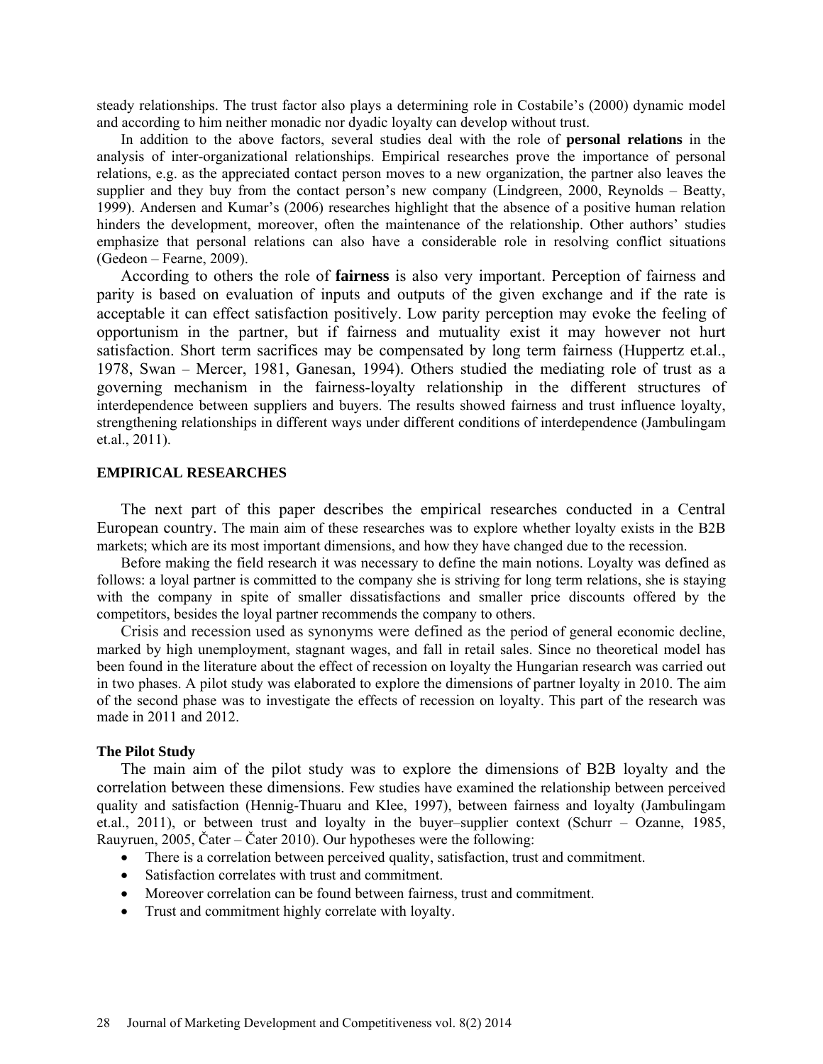steady relationships. The trust factor also plays a determining role in Costabile's (2000) dynamic model and according to him neither monadic nor dyadic loyalty can develop without trust.

In addition to the above factors, several studies deal with the role of **personal relations** in the analysis of inter-organizational relationships. Empirical researches prove the importance of personal relations, e.g. as the appreciated contact person moves to a new organization, the partner also leaves the supplier and they buy from the contact person's new company (Lindgreen, 2000, Reynolds – Beatty, 1999). Andersen and Kumar's (2006) researches highlight that the absence of a positive human relation hinders the development, moreover, often the maintenance of the relationship. Other authors' studies emphasize that personal relations can also have a considerable role in resolving conflict situations (Gedeon – Fearne, 2009).

According to others the role of **fairness** is also very important. Perception of fairness and parity is based on evaluation of inputs and outputs of the given exchange and if the rate is acceptable it can effect satisfaction positively. Low parity perception may evoke the feeling of opportunism in the partner, but if fairness and mutuality exist it may however not hurt satisfaction. Short term sacrifices may be compensated by long term fairness (Huppertz et.al., 1978, Swan – Mercer, 1981, Ganesan, 1994). Others studied the mediating role of trust as a governing mechanism in the fairness-loyalty relationship in the different structures of interdependence between suppliers and buyers. The results showed fairness and trust influence loyalty, strengthening relationships in different ways under different conditions of interdependence (Jambulingam et.al., 2011).

## EMPIRICAL RESEARCHES

The next part of this paper describes the empirical researches conducted in a Central European country. The main aim of these researches was to explore whether loyalty exists in the B2B markets; which are its most important dimensions, and how they have changed due to the recession.

Before making the field research it was necessary to define the main notions. Loyalty was defined as follows: a loyal partner is committed to the company she is striving for long term relations, she is staying with the company in spite of smaller dissatisfactions and smaller price discounts offered by the competitors, besides the loyal partner recommends the company to others.

Crisis and recession used as synonyms were defined as the period of general economic decline, marked by high unemployment, stagnant wages, and fall in retail sales. Since no theoretical model has been found in the literature about the effect of recession on loyalty the Hungarian research was carried out in two phases. A pilot study was elaborated to explore the dimensions of partner loyalty in 2010. The aim of the second phase was to investigate the effects of recession on loyalty. This part of the research was made in 2011 and 2012.

### The Pilot Study

The main aim of the pilot study was to explore the dimensions of B2B loyalty and the correlation between these dimensions. Few studies have examined the relationship between perceived quality and satisfaction (Hennig-Thuaru and Klee, 1997), between fairness and loyalty (Jambulingam et.al., 2011), or between trust and loyalty in the buyer–supplier context (Schurr – Ozanne, 1985, Rauyruen, 2005, Čater – Čater 2010). Our hypotheses were the following:

- There is a correlation between perceived quality, satisfaction, trust and commitment.
- Satisfaction correlates with trust and commitment.
- Moreover correlation can be found between fairness, trust and commitment.
- Trust and commitment highly correlate with loyalty.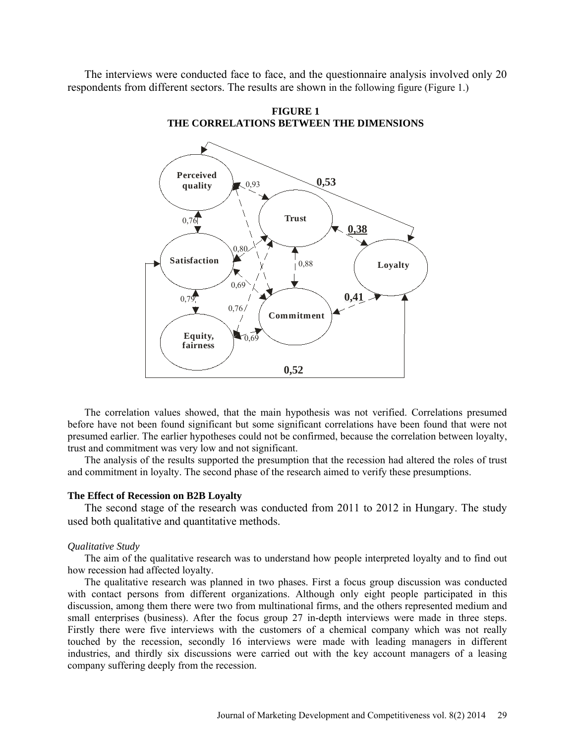The interviews were conducted face to face, and the questionnaire analysis involved only 20 respondents from different sectors. The results are shown in the following figure (Figure 1.)

**FIGURE 1**
**THE CORRELATIONS BETWEEN THE DIMENSIONS**

The correlation values showed, that the main hypothesis was not verified. Correlations presumed before have not been found significant but some significant correlations have been found that were not presumed earlier. The earlier hypotheses could not be confirmed, because the correlation between loyalty, trust and commitment was very low and not significant.

The analysis of the results supported the presumption that the recession had altered the roles of trust and commitment in loyalty. The second phase of the research aimed to verify these presumptions.

### The Effect of Recession on B2B Loyalty

The second stage of the research was conducted from 2011 to 2012 in Hungary. The study used both qualitative and quantitative methods.

#### *Qualitative Study*

The aim of the qualitative research was to understand how people interpreted loyalty and to find out how recession had affected loyalty.

The qualitative research was planned in two phases. First a focus group discussion was conducted with contact persons from different organizations. Although only eight people participated in this discussion, among them there were two from multinational firms, and the others represented medium and small enterprises (business). After the focus group 27 in-depth interviews were made in three steps. Firstly there were five interviews with the customers of a chemical company which was not really touched by the recession, secondly 16 interviews were made with leading managers in different industries, and thirdly six discussions were carried out with the key account managers of a leasing company suffering deeply from the recession.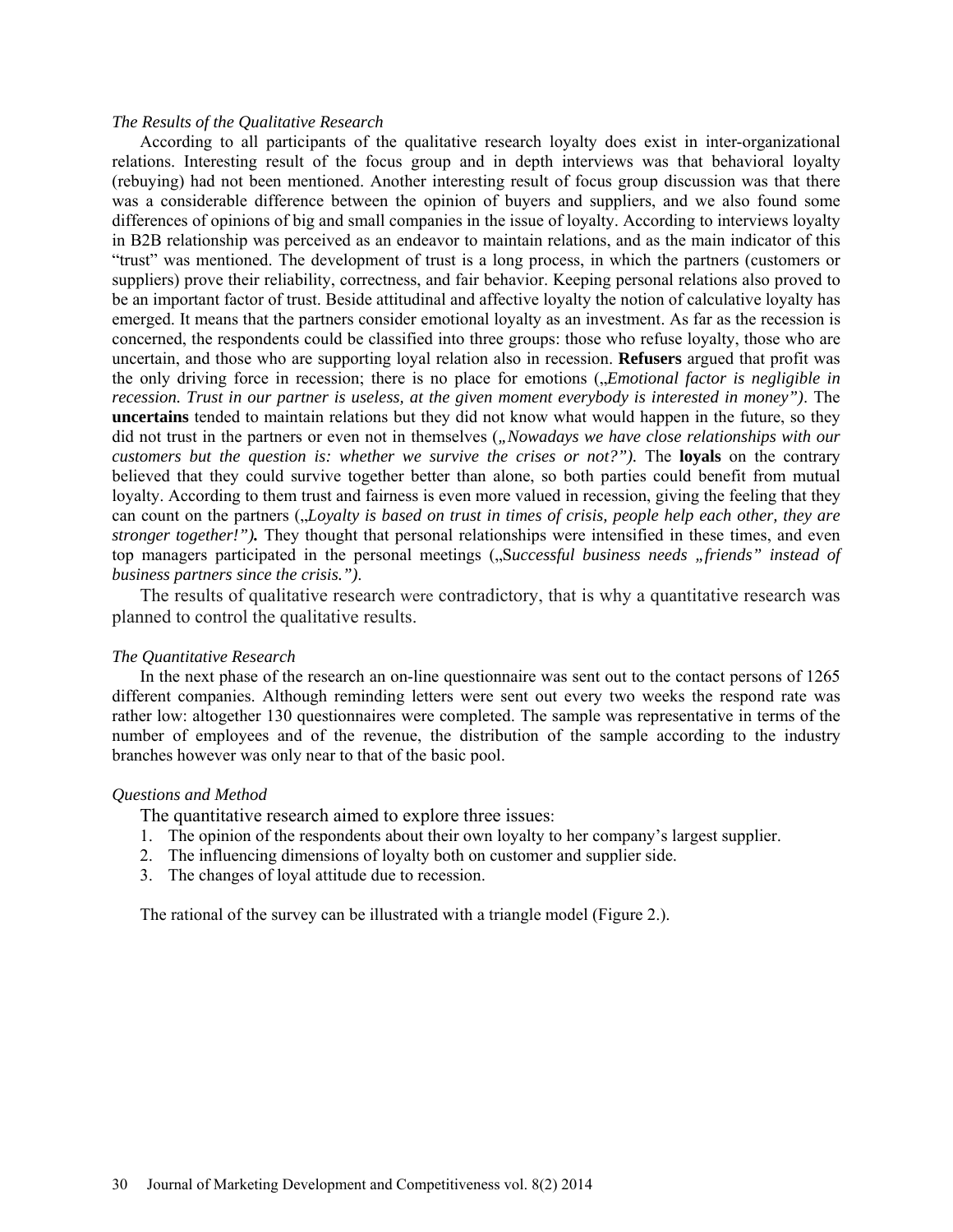*The Results of the Qualitative Research*

According to all participants of the qualitative research loyalty does exist in inter-organizational relations. Interesting result of the focus group and in depth interviews was that behavioral loyalty (rebuying) had not been mentioned. Another interesting result of focus group discussion was that there was a considerable difference between the opinion of buyers and suppliers, and we also found some differences of opinions of big and small companies in the issue of loyalty. According to interviews loyalty in B2B relationship was perceived as an endeavor to maintain relations, and as the main indicator of this "trust" was mentioned. The development of trust is a long process, in which the partners (customers or suppliers) prove their reliability, correctness, and fair behavior. Keeping personal relations also proved to be an important factor of trust. Beside attitudinal and affective loyalty the notion of calculative loyalty has emerged. It means that the partners consider emotional loyalty as an investment. As far as the recession is concerned, the respondents could be classified into three groups: those who refuse loyalty, those who are uncertain, and those who are supporting loyal relation also in recession. **Refusers** argued that profit was the only driving force in recession; there is no place for emotions („*Emotional factor is negligible in recession. Trust in our partner is useless, at the given moment everybody is interested in money")*. The **uncertains** tended to maintain relations but they did not know what would happen in the future, so they did not trust in the partners or even not in themselves (*„Nowadays we have close relationships with our customers but the question is: whether we survive the crises or not?").* The **loyals** on the contrary believed that they could survive together better than alone, so both parties could benefit from mutual loyalty. According to them trust and fairness is even more valued in recession, giving the feeling that they can count on the partners („*Loyalty is based on trust in times of crisis, people help each other, they are stronger together!")***.** They thought that personal relationships were intensified in these times, and even top managers participated in the personal meetings („S*uccessful business needs „friends" instead of business partners since the crisis.")*.

The results of qualitative research were contradictory, that is why a quantitative research was planned to control the qualitative results.

*The Quantitative Research*

In the next phase of the research an on-line questionnaire was sent out to the contact persons of 1265 different companies. Although reminding letters were sent out every two weeks the respond rate was rather low: altogether 130 questionnaires were completed. The sample was representative in terms of the number of employees and of the revenue, the distribution of the sample according to the industry branches however was only near to that of the basic pool.

*Questions and Method*

The quantitative research aimed to explore three issues:

1. The opinion of the respondents about their own loyalty to her company's largest supplier.
2. The influencing dimensions of loyalty both on customer and supplier side.
3. The changes of loyal attitude due to recession.

The rational of the survey can be illustrated with a triangle model (Figure 2.).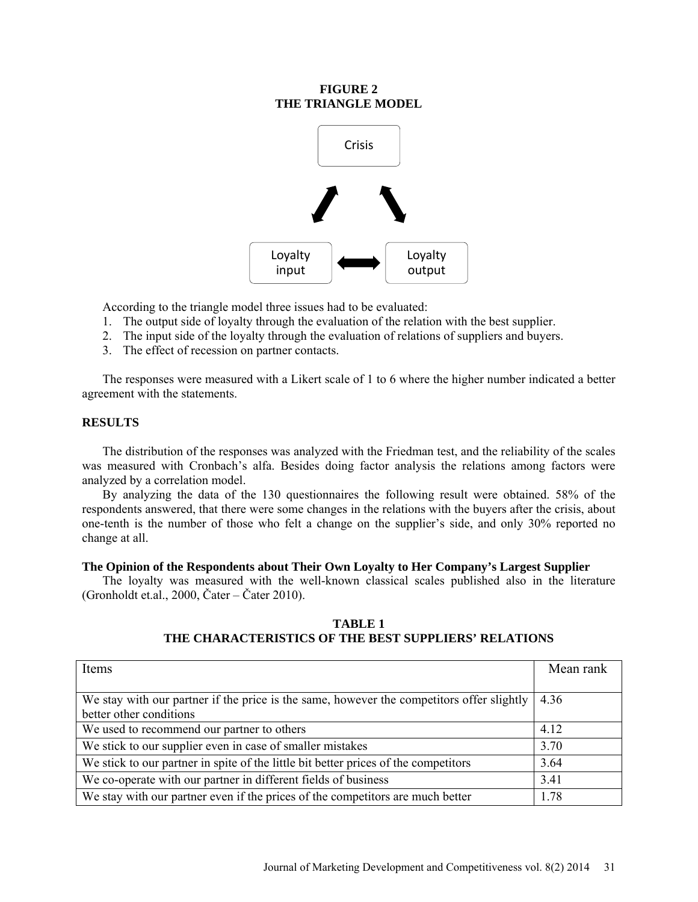**FIGURE 2**
**THE TRIANGLE MODEL**

Crisis

Loyalty input

Loyalty output

According to the triangle model three issues had to be evaluated:

1. The output side of loyalty through the evaluation of the relation with the best supplier.
2. The input side of the loyalty through the evaluation of relations of suppliers and buyers.
3. The effect of recession on partner contacts.

The responses were measured with a Likert scale of 1 to 6 where the higher number indicated a better agreement with the statements.

## RESULTS

The distribution of the responses was analyzed with the Friedman test, and the reliability of the scales was measured with Cronbach's alfa. Besides doing factor analysis the relations among factors were analyzed by a correlation model.

By analyzing the data of the 130 questionnaires the following result were obtained. 58% of the respondents answered, that there were some changes in the relations with the buyers after the crisis, about one-tenth is the number of those who felt a change on the supplier's side, and only 30% reported no change at all.

### The Opinion of the Respondents about Their Own Loyalty to Her Company's Largest Supplier

The loyalty was measured with the well-known classical scales published also in the literature (Gronholdt et.al., 2000, Čater – Čater 2010).

**TABLE 1**
**THE CHARACTERISTICS OF THE BEST SUPPLIERS' RELATIONS**

| Items | Mean rank |
|---|---|
| We stay with our partner if the price is the same, however the competitors offer slightly better other conditions | 4.36 |
| We used to recommend our partner to others | 4.12 |
| We stick to our supplier even in case of smaller mistakes | 3.70 |
| We stick to our partner in spite of the little bit better prices of the competitors | 3.64 |
| We co-operate with our partner in different fields of business | 3.41 |
| We stay with our partner even if the prices of the competitors are much better | 1.78 |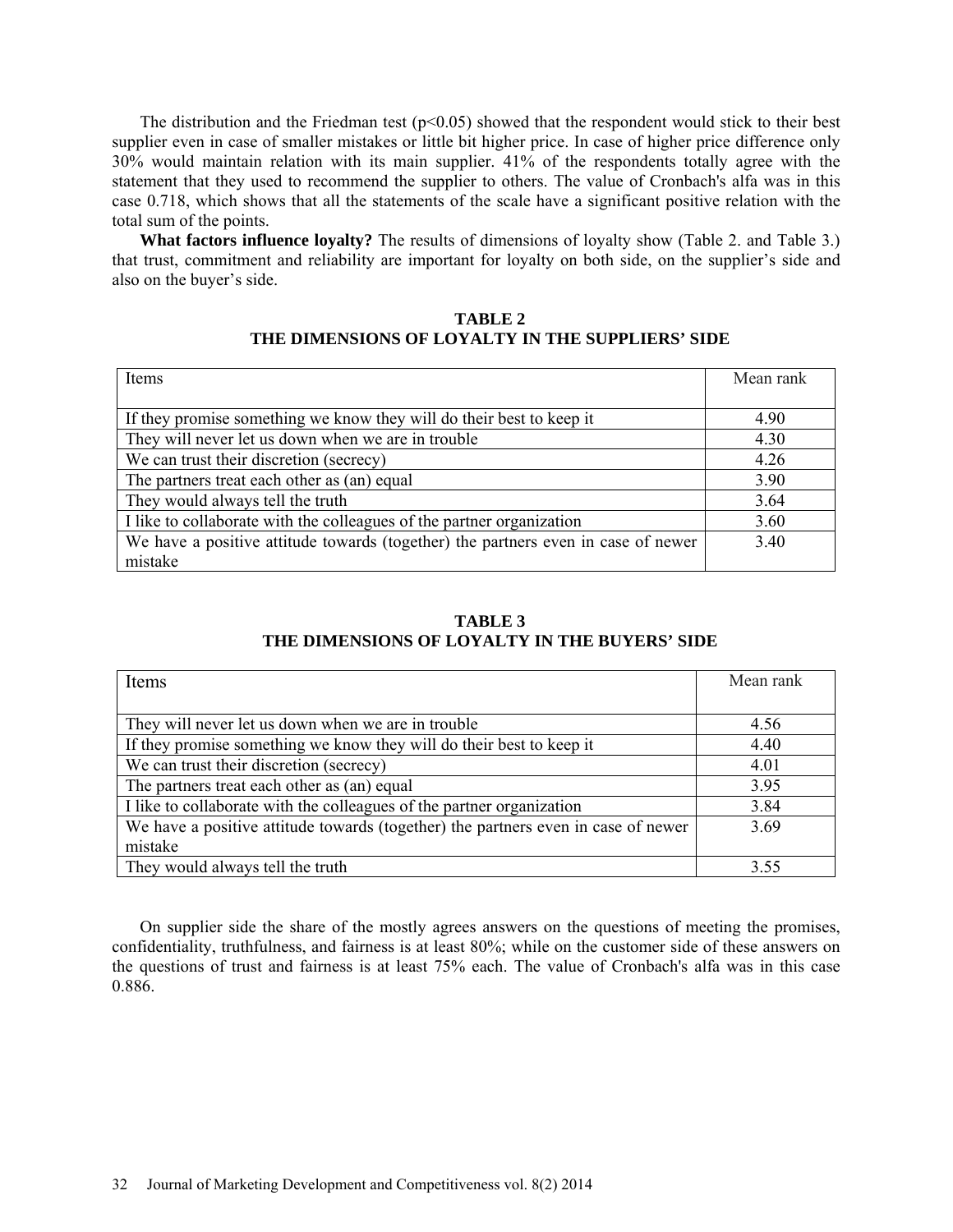The distribution and the Friedman test ($p<0.05$) showed that the respondent would stick to their best supplier even in case of smaller mistakes or little bit higher price. In case of higher price difference only 30% would maintain relation with its main supplier. 41% of the respondents totally agree with the statement that they used to recommend the supplier to others. The value of Cronbach's alfa was in this case 0.718, which shows that all the statements of the scale have a significant positive relation with the total sum of the points.

**What factors influence loyalty?** The results of dimensions of loyalty show (Table 2. and Table 3.) that trust, commitment and reliability are important for loyalty on both side, on the supplier's side and also on the buyer's side.

**TABLE 2**
**THE DIMENSIONS OF LOYALTY IN THE SUPPLIERS' SIDE**

| Items | Mean rank |
|---|---|
| If they promise something we know they will do their best to keep it | 4.90 |
| They will never let us down when we are in trouble | 4.30 |
| We can trust their discretion (secrecy) | 4.26 |
| The partners treat each other as (an) equal | 3.90 |
| They would always tell the truth | 3.64 |
| I like to collaborate with the colleagues of the partner organization | 3.60 |
| We have a positive attitude towards (together) the partners even in case of newer mistake | 3.40 |

**TABLE 3**
**THE DIMENSIONS OF LOYALTY IN THE BUYERS' SIDE**

| Items | Mean rank |
|---|---|
| They will never let us down when we are in trouble | 4.56 |
| If they promise something we know they will do their best to keep it | 4.40 |
| We can trust their discretion (secrecy) | 4.01 |
| The partners treat each other as (an) equal | 3.95 |
| I like to collaborate with the colleagues of the partner organization | 3.84 |
| We have a positive attitude towards (together) the partners even in case of newer mistake | 3.69 |
| They would always tell the truth | 3.55 |

On supplier side the share of the mostly agrees answers on the questions of meeting the promises, confidentiality, truthfulness, and fairness is at least 80%; while on the customer side of these answers on the questions of trust and fairness is at least 75% each. The value of Cronbach's alfa was in this case 0.886.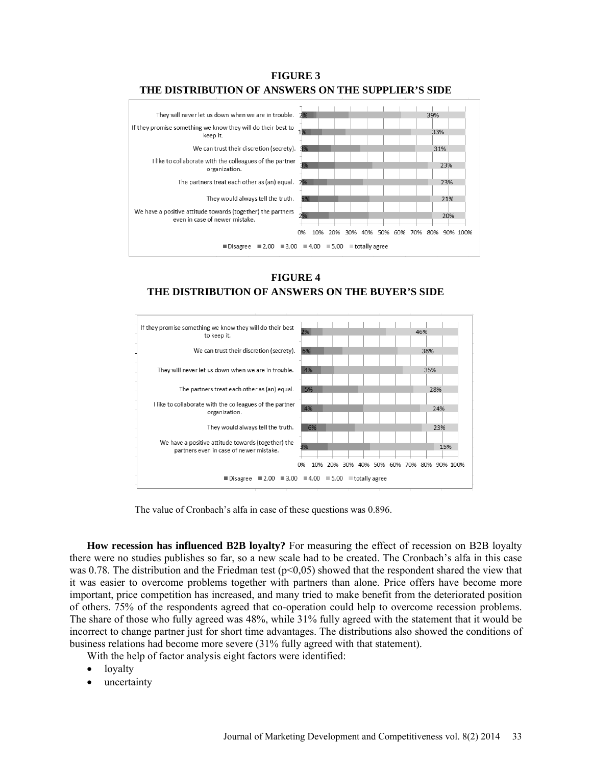**FIGURE 3**
**THE DISTRIBUTION OF ANSWERS ON THE SUPPLIER'S SIDE**

| Statement | Disagree | totally agree |
|---|---|---|
| They will never let us down when we are in trouble. | 2% | 39% |
| If they promise something we know they will do their best to keep it. | 1% | 33% |
| We can trust their discretion (secrety). | 3% | 31% |
| I like to collaborate with the colleagues of the partner organization. | 3% | 23% |
| The partners treat each other as (an) equal. | 2% | 23% |
| They would always tell the truth. | 5% | 21% |
| We have a positive attitude towards (together) the partners even in case of newer mistake. | 2% | 20% |

Legend: Disagree, 2,00, 3,00, 4,00, 5,00, totally agree

**FIGURE 4**
**THE DISTRIBUTION OF ANSWERS ON THE BUYER'S SIDE**

| Statement | Disagree | totally agree |
|---|---|---|
| If they promise something we know they will do their best to keep it. | 2% | 46% |
| We can trust their discretion (secrety). | 6% | 38% |
| They will never let us down when we are in trouble. | 4% | 35% |
| The partners treat each other as (an) equal. | 5% | 28% |
| I like to collaborate with the colleagues of the partner organization. | 4% | 24% |
| They would always tell the truth. | 6% | 23% |
| We have a positive attitude towards (together) the partners even in case of newer mistake. | 3% | 15% |

Legend: Disagree, 2,00, 3,00, 4,00, 5,00, totally agree

The value of Cronbach's alfa in case of these questions was 0.896.

**How recession has influenced B2B loyalty?** For measuring the effect of recession on B2B loyalty there were no studies publishes so far, so a new scale had to be created. The Cronbach's alfa in this case was 0.78. The distribution and the Friedman test ($p<0,05$) showed that the respondent shared the view that it was easier to overcome problems together with partners than alone. Price offers have become more important, price competition has increased, and many tried to make benefit from the deteriorated position of others. 75% of the respondents agreed that co-operation could help to overcome recession problems. The share of those who fully agreed was 48%, while 31% fully agreed with the statement that it would be incorrect to change partner just for short time advantages. The distributions also showed the conditions of business relations had become more severe (31% fully agreed with that statement).

With the help of factor analysis eight factors were identified:

- loyalty
- uncertainty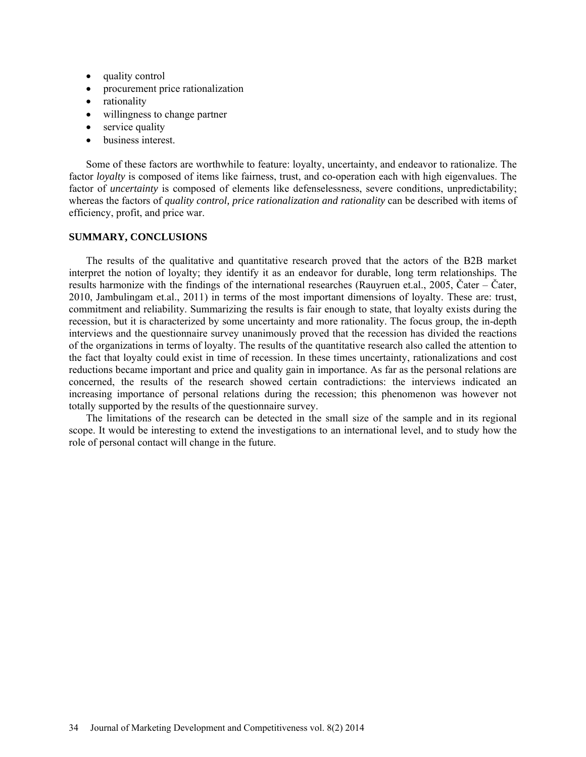- quality control
- procurement price rationalization
- rationality
- willingness to change partner
- service quality
- business interest.

Some of these factors are worthwhile to feature: loyalty, uncertainty, and endeavor to rationalize. The factor *loyalty* is composed of items like fairness, trust, and co-operation each with high eigenvalues. The factor of *uncertainty* is composed of elements like defenselessness, severe conditions, unpredictability; whereas the factors of *quality control, price rationalization and rationality* can be described with items of efficiency, profit, and price war.

### SUMMARY, CONCLUSIONS

The results of the qualitative and quantitative research proved that the actors of the B2B market interpret the notion of loyalty; they identify it as an endeavor for durable, long term relationships. The results harmonize with the findings of the international researches (Rauyruen et.al., 2005, Čater – Čater, 2010, Jambulingam et.al., 2011) in terms of the most important dimensions of loyalty. These are: trust, commitment and reliability. Summarizing the results is fair enough to state, that loyalty exists during the recession, but it is characterized by some uncertainty and more rationality. The focus group, the in-depth interviews and the questionnaire survey unanimously proved that the recession has divided the reactions of the organizations in terms of loyalty. The results of the quantitative research also called the attention to the fact that loyalty could exist in time of recession. In these times uncertainty, rationalizations and cost reductions became important and price and quality gain in importance. As far as the personal relations are concerned, the results of the research showed certain contradictions: the interviews indicated an increasing importance of personal relations during the recession; this phenomenon was however not totally supported by the results of the questionnaire survey.

The limitations of the research can be detected in the small size of the sample and in its regional scope. It would be interesting to extend the investigations to an international level, and to study how the role of personal contact will change in the future.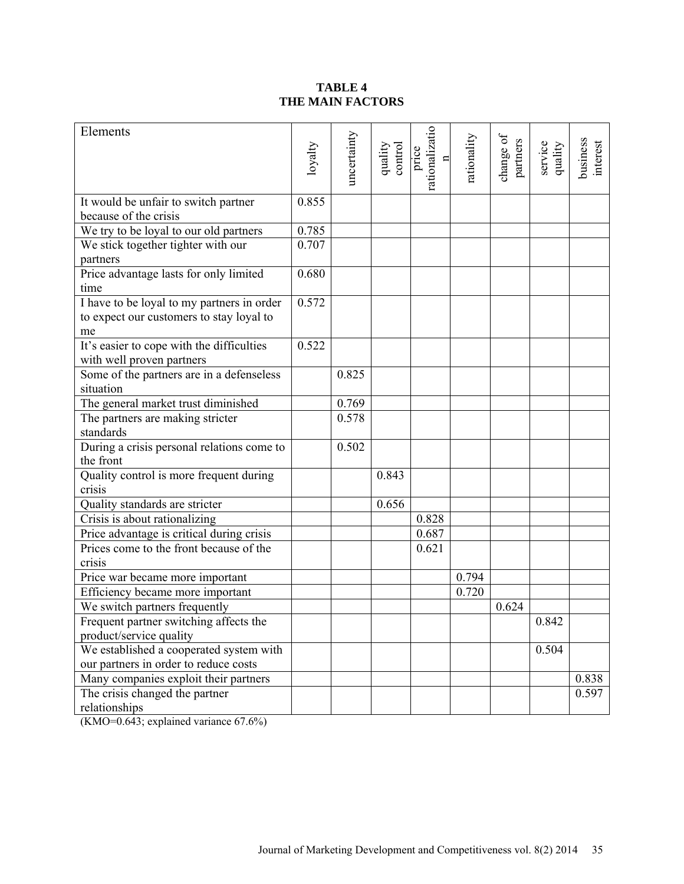**TABLE 4**
**THE MAIN FACTORS**

| Elements | loyalty | uncertainty | quality control | price rationalization | rationality | change of partners | service quality | business interest |
|---|---|---|---|---|---|---|---|---|
| It would be unfair to switch partner because of the crisis | 0.855 | | | | | | | |
| We try to be loyal to our old partners | 0.785 | | | | | | | |
| We stick together tighter with our partners | 0.707 | | | | | | | |
| Price advantage lasts for only limited time | 0.680 | | | | | | | |
| I have to be loyal to my partners in order to expect our customers to stay loyal to me | 0.572 | | | | | | | |
| It's easier to cope with the difficulties with well proven partners | 0.522 | | | | | | | |
| Some of the partners are in a defenseless situation | | 0.825 | | | | | | |
| The general market trust diminished | | 0.769 | | | | | | |
| The partners are making stricter standards | | 0.578 | | | | | | |
| During a crisis personal relations come to the front | | 0.502 | | | | | | |
| Quality control is more frequent during crisis | | | 0.843 | | | | | |
| Quality standards are stricter | | | 0.656 | | | | | |
| Crisis is about rationalizing | | | | 0.828 | | | | |
| Price advantage is critical during crisis | | | | 0.687 | | | | |
| Prices come to the front because of the crisis | | | | 0.621 | | | | |
| Price war became more important | | | | | 0.794 | | | |
| Efficiency became more important | | | | | 0.720 | | | |
| We switch partners frequently | | | | | | 0.624 | | |
| Frequent partner switching affects the product/service quality | | | | | | | 0.842 | |
| We established a cooperated system with our partners in order to reduce costs | | | | | | | 0.504 | |
| Many companies exploit their partners | | | | | | | | 0.838 |
| The crisis changed the partner relationships | | | | | | | | 0.597 |

(KMO=0.643; explained variance 67.6%)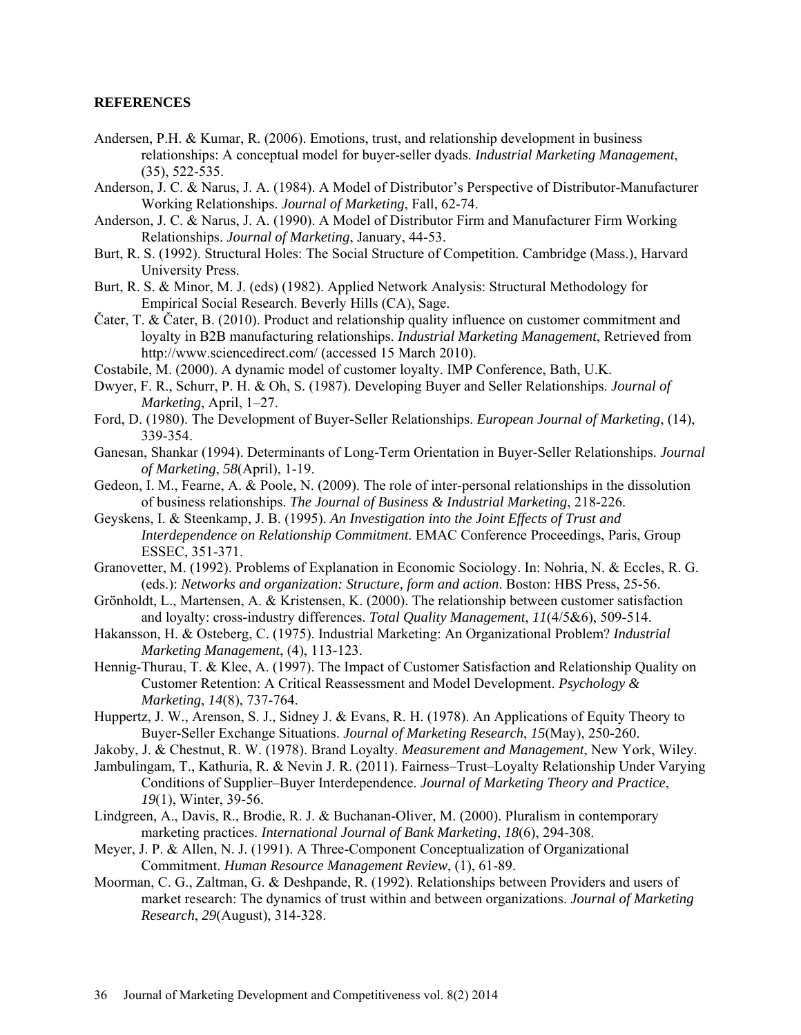**REFERENCES**

Andersen, P.H. & Kumar, R. (2006). Emotions, trust, and relationship development in business relationships: A conceptual model for buyer-seller dyads. *Industrial Marketing Management*, (35), 522-535.

Anderson, J. C. & Narus, J. A. (1984). A Model of Distributor's Perspective of Distributor-Manufacturer Working Relationships. *Journal of Marketing*, Fall, 62-74.

Anderson, J. C. & Narus, J. A. (1990). A Model of Distributor Firm and Manufacturer Firm Working Relationships. *Journal of Marketing*, January, 44-53.

Burt, R. S. (1992). Structural Holes: The Social Structure of Competition. Cambridge (Mass.), Harvard University Press.

Burt, R. S. & Minor, M. J. (eds) (1982). Applied Network Analysis: Structural Methodology for Empirical Social Research. Beverly Hills (CA), Sage.

Čater, T. & Čater, B. (2010). Product and relationship quality influence on customer commitment and loyalty in B2B manufacturing relationships. *Industrial Marketing Management*, Retrieved from http://www.sciencedirect.com/ (accessed 15 March 2010).

Costabile, M. (2000). A dynamic model of customer loyalty. IMP Conference, Bath, U.K.

Dwyer, F. R., Schurr, P. H. & Oh, S. (1987). Developing Buyer and Seller Relationships. *Journal of Marketing*, April, 1–27.

Ford, D. (1980). The Development of Buyer-Seller Relationships. *European Journal of Marketing*, (14), 339-354.

Ganesan, Shankar (1994). Determinants of Long-Term Orientation in Buyer-Seller Relationships. *Journal of Marketing*, *58*(April), 1-19.

Gedeon, I. M., Fearne, A. & Poole, N. (2009). The role of inter-personal relationships in the dissolution of business relationships. *The Journal of Business & Industrial Marketing*, 218-226.

Geyskens, I. & Steenkamp, J. B. (1995). *An Investigation into the Joint Effects of Trust and Interdependence on Relationship Commitment*. EMAC Conference Proceedings, Paris, Group ESSEC, 351-371.

Granovetter, M. (1992). Problems of Explanation in Economic Sociology. In: Nohria, N. & Eccles, R. G. (eds.): *Networks and organization: Structure, form and action*. Boston: HBS Press, 25-56.

Grönholdt, L., Martensen, A. & Kristensen, K. (2000). The relationship between customer satisfaction and loyalty: cross-industry differences. *Total Quality Management*, *11*(4/5&6), 509-514.

Hakansson, H. & Osteberg, C. (1975). Industrial Marketing: An Organizational Problem? *Industrial Marketing Management*, (4), 113-123.

Hennig-Thurau, T. & Klee, A. (1997). The Impact of Customer Satisfaction and Relationship Quality on Customer Retention: A Critical Reassessment and Model Development. *Psychology & Marketing*, *14*(8), 737-764.

Huppertz, J. W., Arenson, S. J., Sidney J. & Evans, R. H. (1978). An Applications of Equity Theory to Buyer-Seller Exchange Situations. *Journal of Marketing Research*, *15*(May), 250-260.

Jakoby, J. & Chestnut, R. W. (1978). Brand Loyalty. *Measurement and Management*, New York, Wiley.

Jambulingam, T., Kathuria, R. & Nevin J. R. (2011). Fairness–Trust–Loyalty Relationship Under Varying Conditions of Supplier–Buyer Interdependence. *Journal of Marketing Theory and Practice*, *19*(1), Winter, 39-56.

Lindgreen, A., Davis, R., Brodie, R. J. & Buchanan-Oliver, M. (2000). Pluralism in contemporary marketing practices. *International Journal of Bank Marketing*, *18*(6), 294-308.

Meyer, J. P. & Allen, N. J. (1991). A Three-Component Conceptualization of Organizational Commitment. *Human Resource Management Review*, (1), 61-89.

Moorman, C. G., Zaltman, G. & Deshpande, R. (1992). Relationships between Providers and users of market research: The dynamics of trust within and between organizations. *Journal of Marketing Research*, *29*(August), 314-328.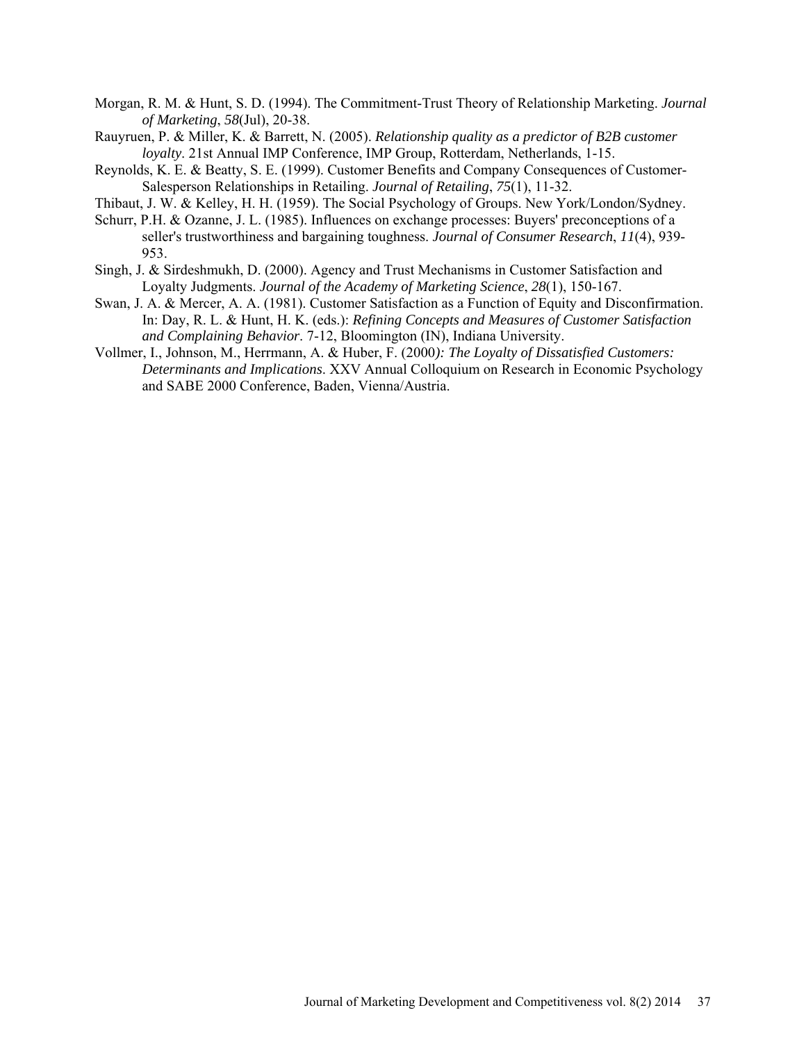Morgan, R. M. & Hunt, S. D. (1994). The Commitment-Trust Theory of Relationship Marketing. *Journal of Marketing*, *58*(Jul), 20-38.

Rauyruen, P. & Miller, K. & Barrett, N. (2005). *Relationship quality as a predictor of B2B customer loyalty*. 21st Annual IMP Conference, IMP Group, Rotterdam, Netherlands, 1-15.

Reynolds, K. E. & Beatty, S. E. (1999). Customer Benefits and Company Consequences of Customer-Salesperson Relationships in Retailing. *Journal of Retailing*, *75*(1), 11-32.

Thibaut, J. W. & Kelley, H. H. (1959). The Social Psychology of Groups. New York/London/Sydney.

Schurr, P.H. & Ozanne, J. L. (1985). Influences on exchange processes: Buyers' preconceptions of a seller's trustworthiness and bargaining toughness. *Journal of Consumer Research*, *11*(4), 939-953.

Singh, J. & Sirdeshmukh, D. (2000). Agency and Trust Mechanisms in Customer Satisfaction and Loyalty Judgments. *Journal of the Academy of Marketing Science*, *28*(1), 150-167.

Swan, J. A. & Mercer, A. A. (1981). Customer Satisfaction as a Function of Equity and Disconfirmation. In: Day, R. L. & Hunt, H. K. (eds.): *Refining Concepts and Measures of Customer Satisfaction and Complaining Behavior*. 7-12, Bloomington (IN), Indiana University.

Vollmer, I., Johnson, M., Herrmann, A. & Huber, F. (2000*): The Loyalty of Dissatisfied Customers: Determinants and Implications*. XXV Annual Colloquium on Research in Economic Psychology and SABE 2000 Conference, Baden, Vienna/Austria.